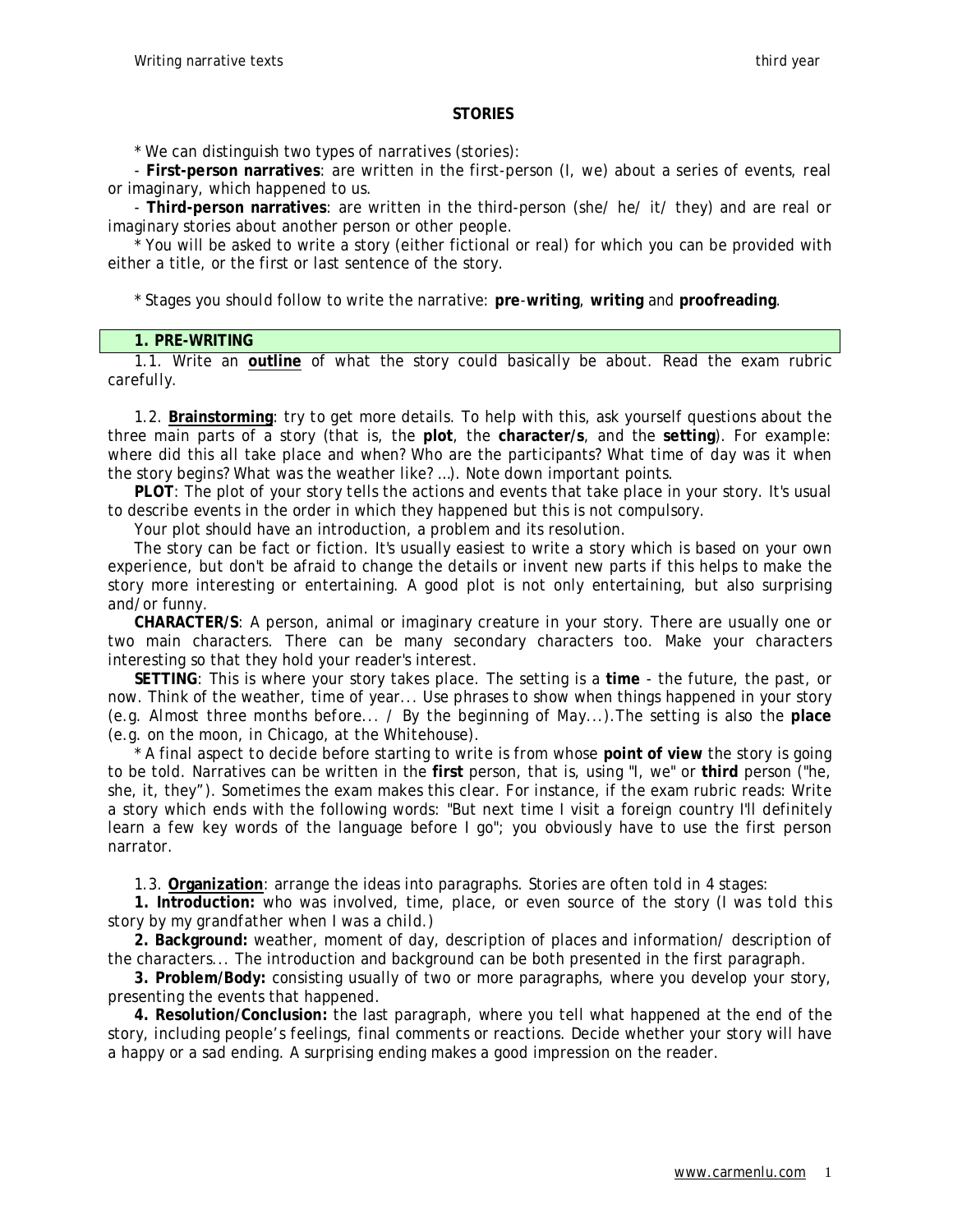# STORIES

* We can distinguish two types of narratives (stories):

- **First-person narratives**: are written in the first-person (I, we) about a series of events, real or imaginary, which happened to us.
- **Third-person narratives**: are written in the third-person (she/ he/ it/ they) and are real or imaginary stories about another person or other people.

* You will be asked to write a story (either fictional or real) for which you can be provided with either a title, or the first or last sentence of the story.

* Stages you should follow to write the narrative: **pre-writing**, **writing** and **proofreading**.

## 1. PRE-WRITING

1.1. Write an **<u>outline</u>** of what the story could basically be about. Read the exam rubric carefully.

1.2. **<u>Brainstorming</u>**: try to get more details. To help with this, ask yourself questions about the three main parts of a story (that is, the **plot**, the **character/s**, and the **setting**). For example: where did this all take place and when? Who are the participants? What time of day was it when the story begins? What was the weather like? ...). Note down important points.

**PLOT**: The plot of your story tells the actions and events that take place in your story. It's usual to describe events in the order in which they happened but this is not compulsory.

Your plot should have an introduction, a problem and its resolution.

The story can be fact or fiction. It's usually easiest to write a story which is based on your own experience, but don't be afraid to change the details or invent new parts if this helps to make the story more interesting or entertaining. A good plot is not only entertaining, but also surprising and/or funny.

**CHARACTER/S**: A person, animal or imaginary creature in your story. There are usually one or two main characters. There can be many secondary characters too. Make your characters interesting so that they hold your reader's interest.

**SETTING**: This is where your story takes place. The setting is a **time** - the future, the past, or now. Think of the weather, time of year... Use phrases to show when things happened in your story (e.g. Almost three months before... / By the beginning of May...).The setting is also the **place** (e.g. on the moon, in Chicago, at the Whitehouse).

* A final aspect to decide before starting to write is from whose **point of view** the story is going to be told. Narratives can be written in the **first** person, that is, using "I, we" or **third** person ("he, she, it, they"). Sometimes the exam makes this clear. For instance, if the exam rubric reads: Write a story which ends with the following words: "But next time I visit a foreign country I'll definitely learn a few key words of the language before I go"; you obviously have to use the first person narrator.

1.3. **<u>Organization</u>**: arrange the ideas into paragraphs. Stories are often told in 4 stages:

**1. Introduction:** who was involved, time, place, or even source of the story (I was told this story by my grandfather when I was a child.)

**2. Background:** weather, moment of day, description of places and information/ description of the characters... The introduction and background can be both presented in the first paragraph.

**3. Problem/Body:** consisting usually of two or more paragraphs, where you develop your story, presenting the events that happened.

**4. Resolution/Conclusion:** the last paragraph, where you tell what happened at the end of the story, including people's feelings, final comments or reactions. Decide whether your story will have a happy or a sad ending. A surprising ending makes a good impression on the reader.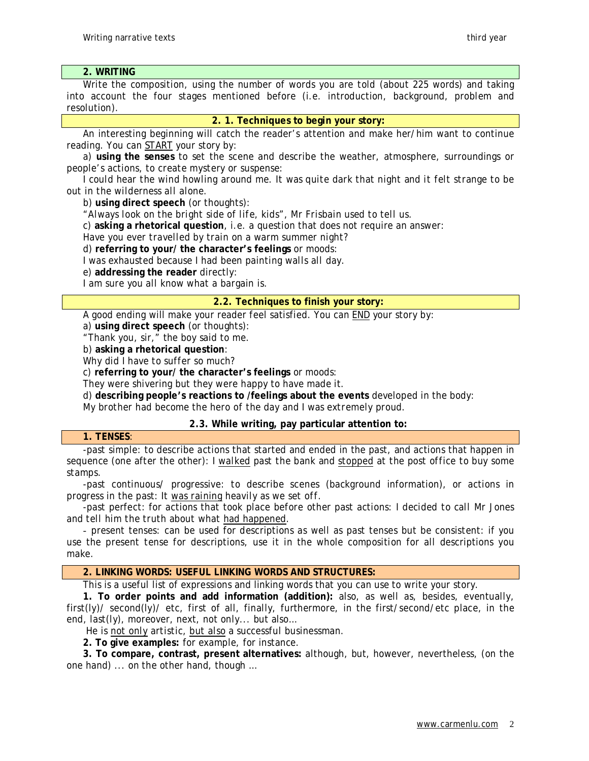## 2. WRITING

Write the composition, using the number of words you are told (about 225 words) and taking into account the four stages mentioned before (i.e. introduction, background, problem and resolution).

### 2. 1. Techniques to begin your story:

An interesting beginning will catch the reader's attention and make her/him want to continue reading. You can <u>START</u> your story by:

a) **using the senses** to set the scene and describe the weather, atmosphere, surroundings or people's actions, to create mystery or suspense:

*I could hear the wind howling around me. It was quite dark that night and it felt strange to be out in the wilderness all alone.*

b) **using direct speech** (or thoughts):

*"Always look on the bright side of life, kids", Mr Frisbain used to tell us.*

c) **asking a rhetorical question**, i.e. a question that does not require an answer:

*Have you ever travelled by train on a warm summer night?*

d) **referring to your/ the character's feelings** or moods:

*I was exhausted because I had been painting walls all day.*

e) **addressing the reader** directly:

*I am sure you all know what a bargain is.*

### 2.2. Techniques to finish your story:

A good ending will make your reader feel satisfied. You can <u>END</u> your story by:

a) **using direct speech** (or thoughts):

*"Thank you, sir," the boy said to me.*

b) **asking a rhetorical question**:

*Why did I have to suffer so much?*

c) **referring to your/ the character's feelings** or moods:

*They were shivering but they were happy to have made it.*

d) **describing people's reactions to /feelings about the events** developed in the body:

*My brother had become the hero of the day and I was extremely proud.*

### 2.3. While writing, pay particular attention to:

#### 1. TENSES:

-past simple: to describe actions that started and ended in the past, and actions that happen in sequence (one after the other): *I <u>walked</u> past the bank and <u>stopped</u> at the post office to buy some stamps.*

-past continuous/ progressive: to describe scenes (background information), or actions in progress in the past: *It <u>was raining</u> heavily as we set off.*

-past perfect: for actions that took place before other past actions: *I decided to call Mr Jones and tell him the truth about what <u>had happened</u>.*

- present tenses: can be used for descriptions as well as past tenses but be consistent: if you use the present tense for descriptions, use it in the whole composition for all descriptions you make.

#### 2. LINKING WORDS: USEFUL LINKING WORDS AND STRUCTURES:

This is a useful list of expressions and linking words that you can use to write your story.

**1. To order points and add information (addition):** also, as well as, besides, eventually, first(ly)/ second(ly)/ etc, first of all, finally, furthermore, in the first/second/etc place, in the end, last(ly), moreover, next, not only... but also…

*He is <u>not only</u> artistic, <u>but also</u> a successful businessman.*

**2. To give examples:** for example, for instance.

**3. To compare, contrast, present alternatives:** although, but, however, nevertheless, (on the one hand) ... on the other hand, though ...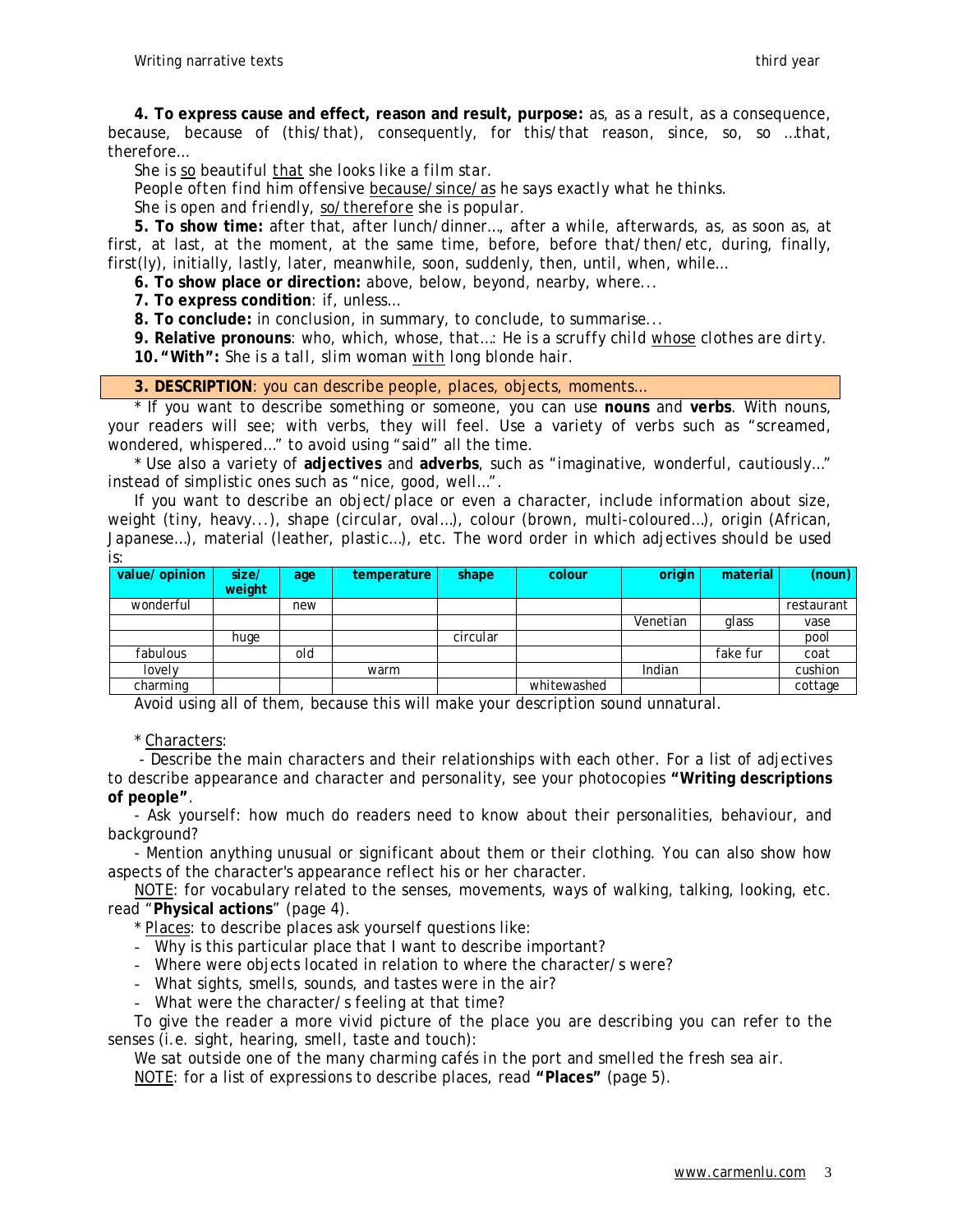**4. To express cause and effect, reason and result, purpose:** as, as a result, as a consequence, because, because of (this/that), consequently, for this/that reason, since, so, so …that, therefore…

*She is so beautiful that she looks like a film star.*

*People often find him offensive because/since/as he says exactly what he thinks.*

*She is open and friendly, so/therefore she is popular.*

**5. To show time:** after that, after lunch/dinner…, after a while, afterwards, as, as soon as, at first, at last, at the moment, at the same time, before, before that/then/etc, during, finally, first(ly), initially, lastly, later, meanwhile, soon, suddenly, then, until, when, while…

**6. To show place or direction:** above, below, beyond, nearby, where...

**7. To express condition**: if, unless…

**8. To conclude:** in conclusion, in summary, to conclude, to summarise...

**9. Relative pronouns**: who, which, whose, that…: *He is a scruffy child whose clothes are dirty.*

**10. "With":** *She is a tall, slim woman with long blonde hair.*

## 3. DESCRIPTION: you can describe people, places, objects, moments…

* If you want to describe something or someone, you can use **nouns** and **verbs**. With nouns, your readers will see; with verbs, they will feel. Use a variety of verbs such as "screamed, wondered, whispered…" to avoid using "said" all the time.

* Use also a variety of **adjectives** and **adverbs**, such as "imaginative, wonderful, cautiously…" instead of simplistic ones such as "nice, good, well…".

If you want to describe an object/place or even a character, include information about size, weight (tiny, heavy...), shape (circular, oval…), colour (brown, multi-coloured…), origin (African, Japanese…), material (leather, plastic…), etc. The word order in which adjectives should be used is:

| value/opinion | size/ weight | age | temperature | shape | colour | origin | material | (noun) |
|---|---|---|---|---|---|---|---|---|
| wonderful | | new | | | | | | restaurant |
| | | | | | | Venetian | glass | vase |
| | huge | | | circular | | | | pool |
| fabulous | | old | | | | | fake fur | coat |
| lovely | | | warm | | | Indian | | cushion |
| charming | | | | | whitewashed | | | cottage |

Avoid using all of them, because this will make your description sound unnatural.

* Characters:

- Describe the main characters and their relationships with each other. For a list of adjectives to describe appearance and character and personality, see your photocopies **"Writing descriptions of people"**.
- Ask yourself: how much do readers need to know about their personalities, behaviour, and background?
- Mention anything unusual or significant about them or their clothing. You can also show how aspects of the character's appearance reflect his or her character.

NOTE: for vocabulary related to the senses, movements, ways of walking, talking, looking, etc. read "**Physical actions**" (page 4).

* Places: to describe places ask yourself questions like:

- Why is this particular place that I want to describe important?
- Where were objects located in relation to where the character/s were?
- What sights, smells, sounds, and tastes were in the air?
- What were the character/s feeling at that time?

To give the reader a more vivid picture of the place you are describing you can refer to the senses (i.e. sight, hearing, smell, taste and touch):

*We sat outside one of the many charming cafés in the port and smelled the fresh sea air.*

NOTE: for a list of expressions to describe places, read **"Places"** (page 5).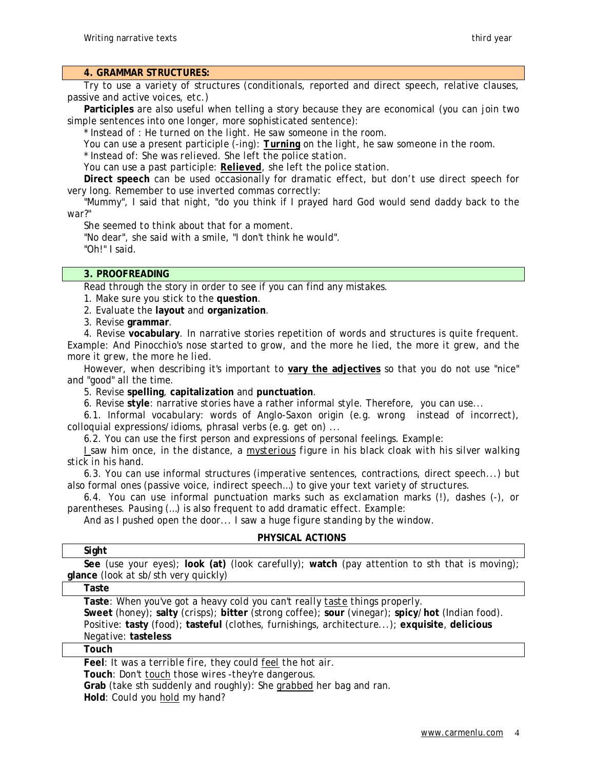## 4. GRAMMAR STRUCTURES:

Try to use a variety of structures (conditionals, reported and direct speech, relative clauses, passive and active voices, etc.)

**Participles** are also useful when telling a story because they are economical (you can join two simple sentences into one longer, more sophisticated sentence):

* Instead of : He turned on the light. He saw someone in the room.

You can use a present participle (-ing): ***Turning*** on the light, he saw someone in the room.

* Instead of: She was relieved. She left the police station.

You can use a past participle: ***Relieved***, she left the police station.

**Direct speech** can be used occasionally for dramatic effect, but don't use direct speech for very long. Remember to use inverted commas correctly:

"Mummy", I said that night, "do you think if I prayed hard God would send daddy back to the war?"

She seemed to think about that for a moment.

"No dear", she said with a smile, "I don't think he would".

"Oh!" I said.

## 3. PROOFREADING

Read through the story in order to see if you can find any mistakes.

1. Make sure you stick to the **question**.
2. Evaluate the **layout** and **organization**.
3. Revise **grammar**.
4. Revise **vocabulary**. In narrative stories repetition of words and structures is quite frequent. Example: And Pinocchio's nose started to grow, and the more he lied, the more it grew, and the more it grew, the more he lied.

However, when describing it's important to **vary the adjectives** so that you do not use "nice" and "good" all the time.

5. Revise **spelling**, **capitalization** and **punctuation**.
6. Revise **style**: narrative stories have a rather informal style. Therefore, you can use...

6.1. Informal vocabulary: words of Anglo-Saxon origin (e.g. wrong instead of incorrect), colloquial expressions/idioms, phrasal verbs (e.g. get on) ...

6.2. You can use the first person and expressions of personal feelings. Example:

I saw him once, in the distance, a mysterious figure in his black cloak with his silver walking stick in his hand.

6.3. You can use informal structures (imperative sentences, contractions, direct speech...) but also formal ones (passive voice, indirect speech…) to give your text variety of structures.

6.4. You can use informal punctuation marks such as exclamation marks (!), dashes (-), or parentheses. Pausing (…) is also frequent to add dramatic effect. Example:

And as I pushed open the door... I saw a huge figure standing by the window.

### PHYSICAL ACTIONS

**Sight**

**See** (use your eyes); **look (at)** (look carefully); **watch** (pay attention to sth that is moving); **glance** (look at sb/sth very quickly)

**Taste**

**Taste**: When you've got a heavy cold you can't really taste things properly.

**Sweet** (honey); **salty** (crisps); **bitter** (strong coffee); **sour** (vinegar); **spicy/hot** (Indian food).

Positive: **tasty** (food); **tasteful** (clothes, furnishings, architecture...); **exquisite**, **delicious**

Negative: **tasteless**

**Touch**

**Feel**: It was a terrible fire, they could feel the hot air.

**Touch**: Don't touch those wires -they're dangerous.

**Grab** (take sth suddenly and roughly): She grabbed her bag and ran.

**Hold**: Could you hold my hand?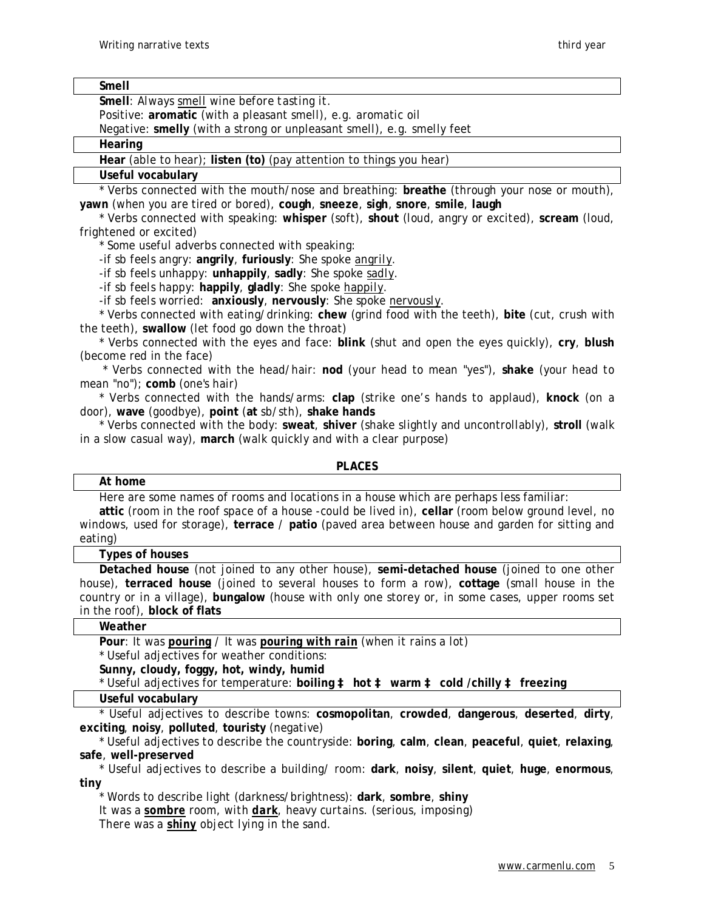### Smell

**Smell**: Always smell wine before tasting it.

Positive: **aromatic** (with a pleasant smell), e.g. aromatic oil

Negative: **smelly** (with a strong or unpleasant smell), e.g. smelly feet

### Hearing

**Hear** (able to hear); **listen (to)** (pay attention to things you hear)

### Useful vocabulary

* Verbs connected with the mouth/nose and breathing: **breathe** (through your nose or mouth), **yawn** (when you are tired or bored), **cough**, **sneeze**, **sigh**, **snore**, **smile**, **laugh**

* Verbs connected with speaking: **whisper** (soft), **shout** (loud, angry or excited), **scream** (loud, frightened or excited)

* Some useful adverbs connected with speaking:

-if sb feels angry: **angrily**, **furiously**: She spoke angrily.

-if sb feels unhappy: **unhappily**, **sadly**: She spoke sadly.

-if sb feels happy: **happily**, **gladly**: She spoke happily.

-if sb feels worried: **anxiously**, **nervously**: She spoke nervously.

* Verbs connected with eating/drinking: **chew** (grind food with the teeth), **bite** (cut, crush with the teeth), **swallow** (let food go down the throat)

* Verbs connected with the eyes and face: **blink** (shut and open the eyes quickly), **cry**, **blush** (become red in the face)

* Verbs connected with the head/hair: **nod** (your head to mean "yes"), **shake** (your head to mean "no"); **comb** (one's hair)

* Verbs connected with the hands/arms: **clap** (strike one's hands to applaud), **knock** (on a door), **wave** (goodbye), **point** (**at** sb/sth), **shake hands**

* Verbs connected with the body: **sweat**, **shiver** (shake slightly and uncontrollably), **stroll** (walk in a slow casual way), **march** (walk quickly and with a clear purpose)

## PLACES

### At home

Here are some names of rooms and locations in a house which are perhaps less familiar:

**attic** (room in the roof space of a house -could be lived in), **cellar** (room below ground level, no windows, used for storage), **terrace** / **patio** (paved area between house and garden for sitting and eating)

### Types of houses

**Detached house** (not joined to any other house), **semi-detached house** (joined to one other house), **terraced house** (joined to several houses to form a row), **cottage** (small house in the country or in a village), **bungalow** (house with only one storey or, in some cases, upper rooms set in the roof), **block of flats**

### Weather

**Pour**: It was **pouring** / It was **pouring with rain** (when it rains a lot)

* Useful adjectives for weather conditions:

**Sunny, cloudy, foggy, hot, windy, humid**

* Useful adjectives for temperature: **boiling ‡ hot ‡ warm ‡ cold /chilly ‡ freezing**

### Useful vocabulary

* Useful adjectives to describe towns: **cosmopolitan**, **crowded**, **dangerous**, **deserted**, **dirty**, **exciting**, **noisy**, **polluted**, **touristy** (negative)

* Useful adjectives to describe the countryside: **boring**, **calm**, **clean**, **peaceful**, **quiet**, **relaxing**, **safe**, **well-preserved**

* Useful adjectives to describe a building/ room: **dark**, **noisy**, **silent**, **quiet**, **huge**, **enormous**, **tiny**

* Words to describe light (darkness/brightness): **dark**, **sombre**, **shiny**

It was a **sombre** room, with **dark**, heavy curtains. (serious, imposing)

There was a **shiny** object lying in the sand.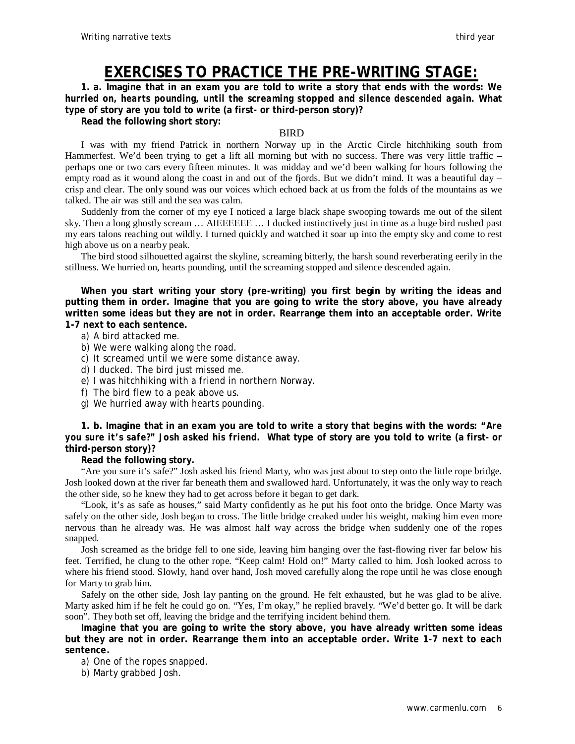# EXERCISES TO PRACTICE THE PRE-WRITING STAGE:

**1. a. Imagine that in an exam you are told to write a story that ends with the words: *We hurried on, hearts pounding, until the screaming stopped and silence descended again.* What type of story are you told to write (a first- or third-person story)?**

**Read the following short story:**

BIRD

I was with my friend Patrick in northern Norway up in the Arctic Circle hitchhiking south from Hammerfest. We'd been trying to get a lift all morning but with no success. There was very little traffic – perhaps one or two cars every fifteen minutes. It was midday and we'd been walking for hours following the empty road as it wound along the coast in and out of the fjords. But we didn't mind. It was a beautiful day – crisp and clear. The only sound was our voices which echoed back at us from the folds of the mountains as we talked. The air was still and the sea was calm.

Suddenly from the corner of my eye I noticed a large black shape swooping towards me out of the silent sky. Then a long ghostly scream … AIEEEEEE … I ducked instinctively just in time as a huge bird rushed past my ears talons reaching out wildly. I turned quickly and watched it soar up into the empty sky and come to rest high above us on a nearby peak.

The bird stood silhouetted against the skyline, screaming bitterly, the harsh sound reverberating eerily in the stillness. We hurried on, hearts pounding, until the screaming stopped and silence descended again.

**When you start writing your story (pre-writing) you first begin by writing the ideas and putting them in order. Imagine that you are going to write the story above, you have already written some ideas but they are not in order. Rearrange them into an acceptable order. Write 1-7 next to each sentence.**

a) A bird attacked me.
b) We were walking along the road.
c) It screamed until we were some distance away.
d) I ducked. The bird just missed me.
e) I was hitchhiking with a friend in northern Norway.
f) The bird flew to a peak above us.
g) We hurried away with hearts pounding.

**1. b. Imagine that in an exam you are told to write a story that begins with the words: *"Are you sure it's safe?" Josh asked his friend.* What type of story are you told to write (a first- or third-person story)?**

**Read the following story.**

"Are you sure it's safe?" Josh asked his friend Marty, who was just about to step onto the little rope bridge. Josh looked down at the river far beneath them and swallowed hard. Unfortunately, it was the only way to reach the other side, so he knew they had to get across before it began to get dark.

"Look, it's as safe as houses," said Marty confidently as he put his foot onto the bridge. Once Marty was safely on the other side, Josh began to cross. The little bridge creaked under his weight, making him even more nervous than he already was. He was almost half way across the bridge when suddenly one of the ropes snapped.

Josh screamed as the bridge fell to one side, leaving him hanging over the fast-flowing river far below his feet. Terrified, he clung to the other rope. "Keep calm! Hold on!" Marty called to him. Josh looked across to where his friend stood. Slowly, hand over hand, Josh moved carefully along the rope until he was close enough for Marty to grab him.

Safely on the other side, Josh lay panting on the ground. He felt exhausted, but he was glad to be alive. Marty asked him if he felt he could go on. "Yes, I'm okay," he replied bravely. "We'd better go. It will be dark soon". They both set off, leaving the bridge and the terrifying incident behind them.

**Imagine that you are going to write the story above, you have already written some ideas but they are not in order. Rearrange them into an acceptable order. Write 1-7 next to each sentence.**

a) One of the ropes snapped.
b) Marty grabbed Josh.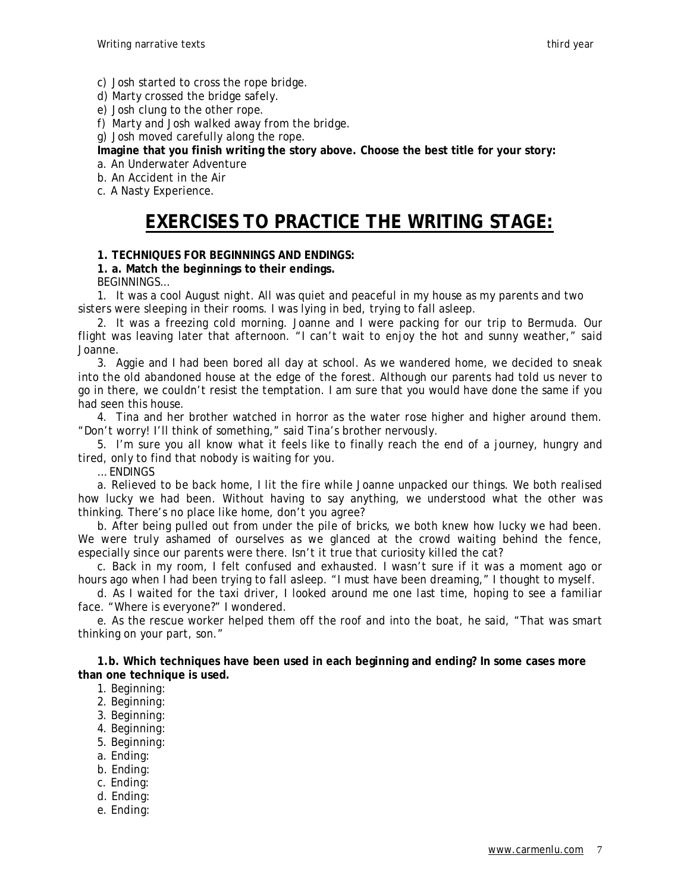c) Josh started to cross the rope bridge.
d) Marty crossed the bridge safely.
e) Josh clung to the other rope.
f) Marty and Josh walked away from the bridge.
g) Josh moved carefully along the rope.

**Imagine that you finish writing the story above. Choose the best title for your story:**

a. An Underwater Adventure
b. An Accident in the Air
c. A Nasty Experience.

# EXERCISES TO PRACTICE THE WRITING STAGE:

**1. TECHNIQUES FOR BEGINNINGS AND ENDINGS:**

**1. a. Match the beginnings to their endings.**

BEGINNINGS…

1. It was a cool August night. All was quiet and peaceful in my house as my parents and two sisters were sleeping in their rooms. I was lying in bed, trying to fall asleep.

2. It was a freezing cold morning. Joanne and I were packing for our trip to Bermuda. Our flight was leaving later that afternoon. "I can't wait to enjoy the hot and sunny weather," said Joanne.

3. Aggie and I had been bored all day at school. As we wandered home, we decided to sneak into the old abandoned house at the edge of the forest. Although our parents had told us never to go in there, we couldn't resist the temptation. I am sure that you would have done the same if you had seen this house.

4. Tina and her brother watched in horror as the water rose higher and higher around them. "Don't worry! I'll think of something," said Tina's brother nervously.

5. I'm sure you all know what it feels like to finally reach the end of a journey, hungry and tired, only to find that nobody is waiting for you.

… ENDINGS

a. Relieved to be back home, I lit the fire while Joanne unpacked our things. We both realised how lucky we had been. Without having to say anything, we understood what the other was thinking. There's no place like home, don't you agree?

b. After being pulled out from under the pile of bricks, we both knew how lucky we had been. We were truly ashamed of ourselves as we glanced at the crowd waiting behind the fence, especially since our parents were there. Isn't it true that curiosity killed the cat?

c. Back in my room, I felt confused and exhausted. I wasn't sure if it was a moment ago or hours ago when I had been trying to fall asleep. "I must have been dreaming," I thought to myself.

d. As I waited for the taxi driver, I looked around me one last time, hoping to see a familiar face. "Where is everyone?" I wondered.

e. As the rescue worker helped them off the roof and into the boat, he said, "That was smart thinking on your part, son."

**1.b. Which techniques have been used in each beginning and ending? In some cases more than one technique is used.**

1. Beginning:
2. Beginning:
3. Beginning:
4. Beginning:
5. Beginning:

a. Ending:
b. Ending:
c. Ending:
d. Ending:
e. Ending: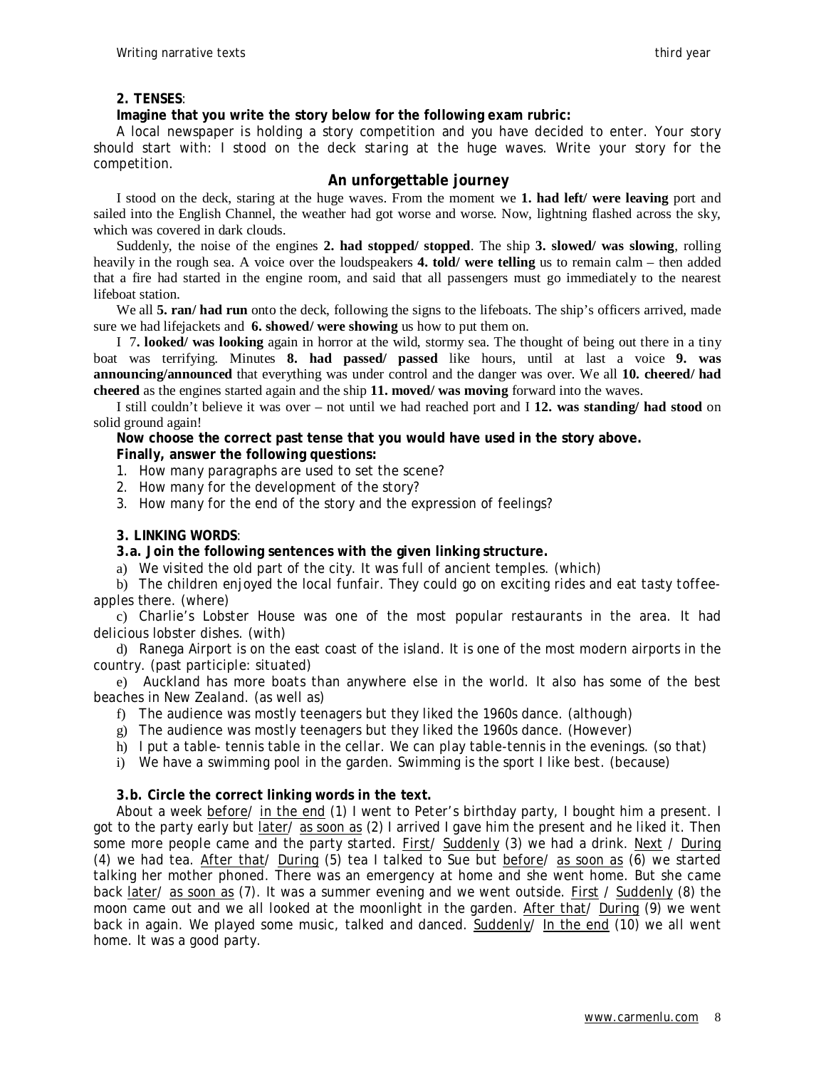**2. TENSES**:

**Imagine that you write the story below for the following exam rubric:**

*A local newspaper is holding a story competition and you have decided to enter. Your story should start with: I stood on the deck staring at the huge waves. Write your story for the competition.*

## An unforgettable journey

I stood on the deck, staring at the huge waves. From the moment we **1. had left/ were leaving** port and sailed into the English Channel, the weather had got worse and worse. Now, lightning flashed across the sky, which was covered in dark clouds.

Suddenly, the noise of the engines **2. had stopped/ stopped**. The ship **3. slowed/ was slowing**, rolling heavily in the rough sea. A voice over the loudspeakers **4. told/ were telling** us to remain calm – then added that a fire had started in the engine room, and said that all passengers must go immediately to the nearest lifeboat station.

We all **5. ran/ had run** onto the deck, following the signs to the lifeboats. The ship's officers arrived, made sure we had lifejackets and **6. showed/ were showing** us how to put them on.

I **7. looked/ was looking** again in horror at the wild, stormy sea. The thought of being out there in a tiny boat was terrifying. Minutes **8. had passed/ passed** like hours, until at last a voice **9. was announcing/announced** that everything was under control and the danger was over. We all **10. cheered/ had cheered** as the engines started again and the ship **11. moved/ was moving** forward into the waves.

I still couldn't believe it was over – not until we had reached port and I **12. was standing/ had stood** on solid ground again!

**Now choose the correct past tense that you would have used in the story above.**

**Finally, answer the following questions:**

1. How many paragraphs are used to set the scene?
2. How many for the development of the story?
3. How many for the end of the story and the expression of feelings?

**3. LINKING WORDS**:

**3.a. Join the following sentences with the given linking structure.**

a) We visited the old part of the city. It was full of ancient temples. (which)

b) The children enjoyed the local funfair. They could go on exciting rides and eat tasty toffee-apples there. (where)

c) Charlie's Lobster House was one of the most popular restaurants in the area. It had delicious lobster dishes. (with)

d) Ranega Airport is on the east coast of the island. It is one of the most modern airports in the country. (past participle: situated)

e) Auckland has more boats than anywhere else in the world. It also has some of the best beaches in New Zealand. (as well as)

f) The audience was mostly teenagers but they liked the 1960s dance. (although)

g) The audience was mostly teenagers but they liked the 1960s dance. (However)

h) I put a table- tennis table in the cellar. We can play table-tennis in the evenings. (so that)

i) We have a swimming pool in the garden. Swimming is the sport I like best. (because)

**3.b. Circle the correct linking words in the text.**

About a week <u>before</u>/ <u>in the end</u> (1) I went to Peter's birthday party, I bought him a present. I got to the party early but <u>later</u>/ <u>as soon as</u> (2) I arrived I gave him the present and he liked it. Then some more people came and the party started. <u>First</u>/ <u>Suddenly</u> (3) we had a drink. <u>Next</u> / <u>During</u> (4) we had tea. <u>After that</u>/ <u>During</u> (5) tea I talked to Sue but <u>before</u>/ <u>as soon as</u> (6) we started talking her mother phoned. There was an emergency at home and she went home. But she came back <u>later</u>/ <u>as soon as</u> (7). It was a summer evening and we went outside. <u>First</u> / <u>Suddenly</u> (8) the moon came out and we all looked at the moonlight in the garden. <u>After that</u>/ <u>During</u> (9) we went back in again. We played some music, talked and danced. <u>Suddenly</u>/ <u>In the end</u> (10) we all went home. It was a good party.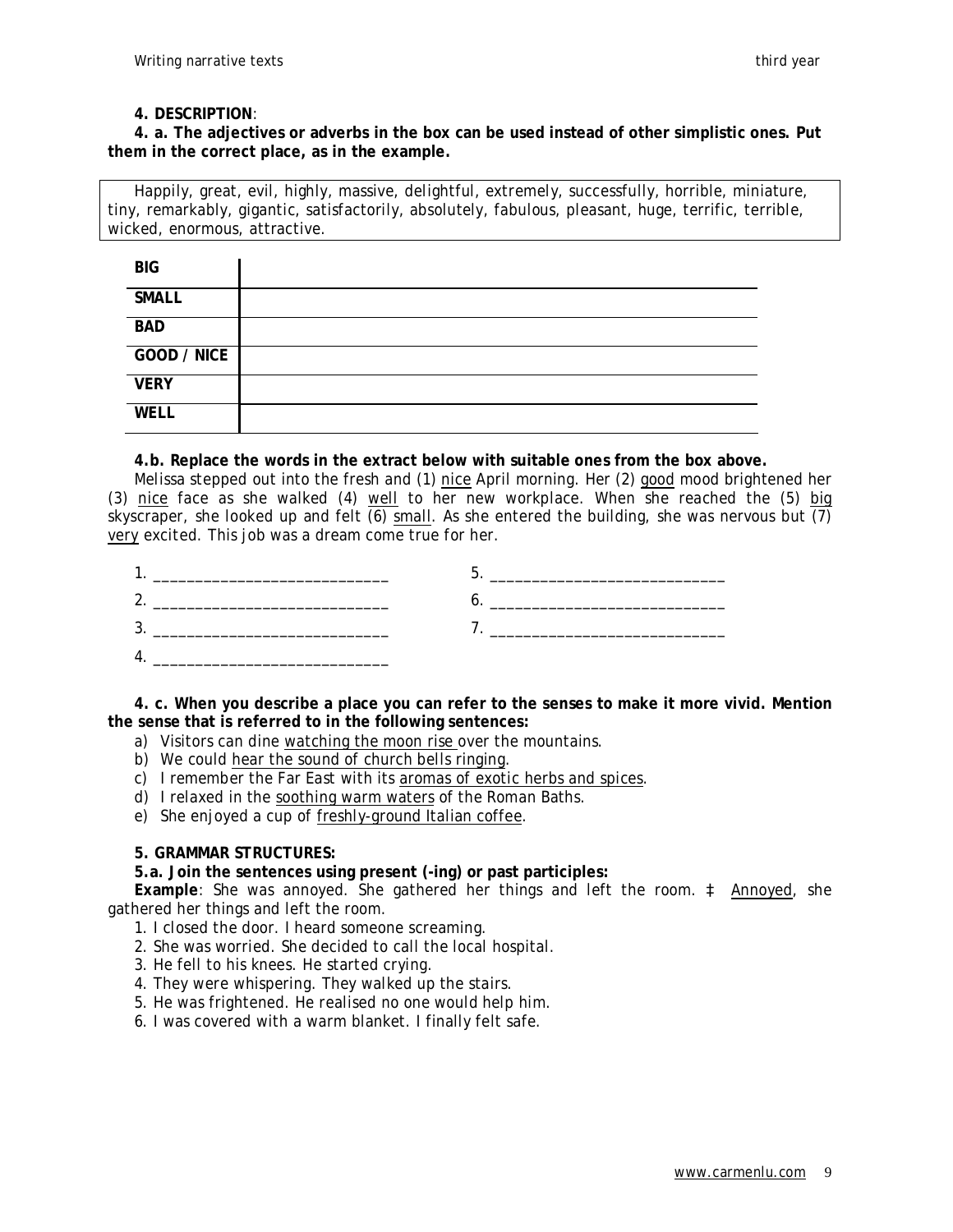**4. DESCRIPTION**:

**4. a. The adjectives or adverbs in the box can be used instead of other simplistic ones. Put them in the correct place, as in the example.**

Happily, great, evil, highly, massive, delightful, extremely, successfully, horrible, miniature, tiny, remarkably, gigantic, satisfactorily, absolutely, fabulous, pleasant, huge, terrific, terrible, wicked, enormous, attractive.

| **BIG** | |
|---|---|
| **SMALL** | |
| **BAD** | |
| **GOOD / NICE** | |
| **VERY** | |
| **WELL** | |

**4.b. Replace the words in the extract below with suitable ones from the box above.**

*Melissa stepped out into the fresh and (1) nice April morning. Her (2) good mood brightened her (3) nice face as she walked (4) well to her new workplace. When she reached the (5) big skyscraper, she looked up and felt (6) small. As she entered the building, she was nervous but (7) very excited. This job was a dream come true for her.*

1. ____________________________
2. ____________________________
3. ____________________________
4. ____________________________
5. ____________________________
6. ____________________________
7. ____________________________

**4. c. When you describe a place you can refer to the senses to make it more vivid. Mention the sense that is referred to in the following sentences:**

a) Visitors can dine watching the moon rise over the mountains.
b) We could hear the sound of church bells ringing.
c) I remember the Far East with its aromas of exotic herbs and spices.
d) I relaxed in the soothing warm waters of the Roman Baths.
e) She enjoyed a cup of freshly-ground Italian coffee.

**5. GRAMMAR STRUCTURES:**

**5.a. Join the sentences using present (-ing) or past participles:**

**Example**: She was annoyed. She gathered her things and left the room. ‡ Annoyed, she gathered her things and left the room.

1. I closed the door. I heard someone screaming.
2. She was worried. She decided to call the local hospital.
3. He fell to his knees. He started crying.
4. They were whispering. They walked up the stairs.
5. He was frightened. He realised no one would help him.
6. I was covered with a warm blanket. I finally felt safe.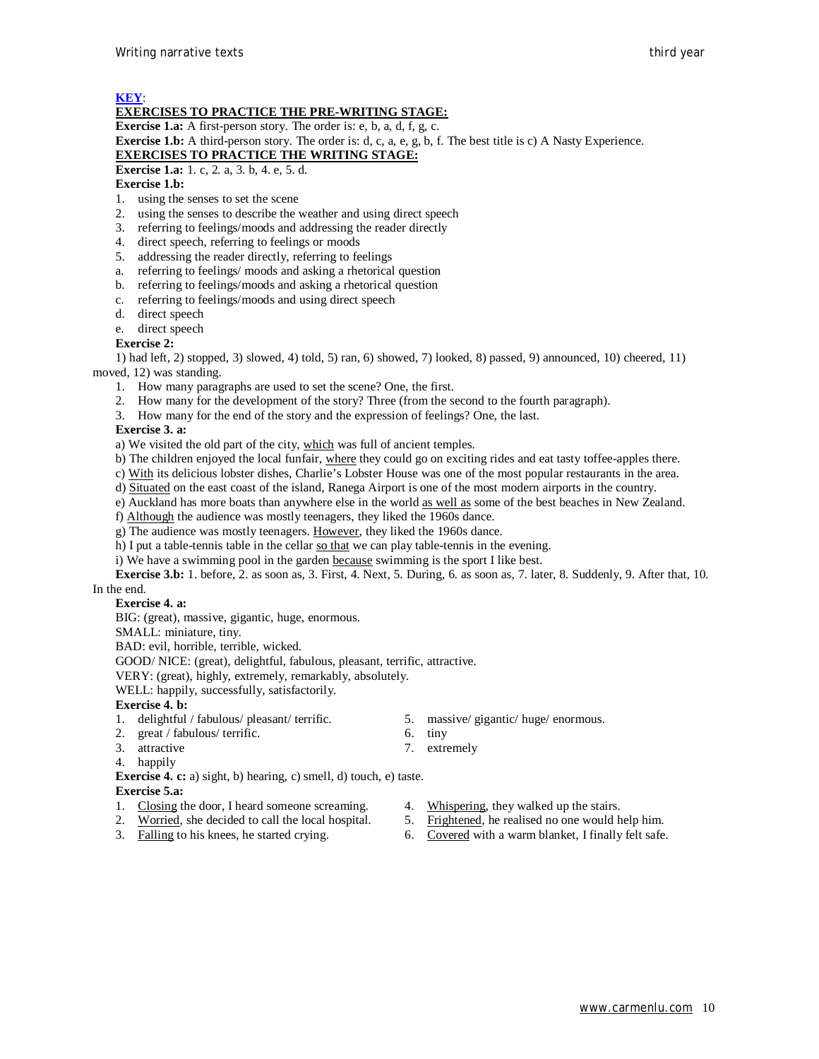**KEY**:

**EXERCISES TO PRACTICE THE PRE-WRITING STAGE:**

**Exercise 1.a:** A first-person story. The order is: e, b, a, d, f, g, c.

**Exercise 1.b:** A third-person story. The order is: d, c, a, e, g, b, f. The best title is c) A Nasty Experience.

**EXERCISES TO PRACTICE THE WRITING STAGE:**

**Exercise 1.a:** 1. c, 2. a, 3. b, 4. e, 5. d.

**Exercise 1.b:**

1. using the senses to set the scene
2. using the senses to describe the weather and using direct speech
3. referring to feelings/moods and addressing the reader directly
4. direct speech, referring to feelings or moods
5. addressing the reader directly, referring to feelings

a. referring to feelings/ moods and asking a rhetorical question
b. referring to feelings/moods and asking a rhetorical question
c. referring to feelings/moods and using direct speech
d. direct speech
e. direct speech

**Exercise 2:**

1) had left, 2) stopped, 3) slowed, 4) told, 5) ran, 6) showed, 7) looked, 8) passed, 9) announced, 10) cheered, 11) moved, 12) was standing.

1. How many paragraphs are used to set the scene? One, the first.
2. How many for the development of the story? Three (from the second to the fourth paragraph).
3. How many for the end of the story and the expression of feelings? One, the last.

**Exercise 3. a:**

a) We visited the old part of the city, <u>which</u> was full of ancient temples.
b) The children enjoyed the local funfair, <u>where</u> they could go on exciting rides and eat tasty toffee-apples there.
c) <u>With</u> its delicious lobster dishes, Charlie's Lobster House was one of the most popular restaurants in the area.
d) <u>Situated</u> on the east coast of the island, Ranega Airport is one of the most modern airports in the country.
e) Auckland has more boats than anywhere else in the world <u>as well as</u> some of the best beaches in New Zealand.
f) <u>Although</u> the audience was mostly teenagers, they liked the 1960s dance.
g) The audience was mostly teenagers. <u>However</u>, they liked the 1960s dance.
h) I put a table-tennis table in the cellar <u>so that</u> we can play table-tennis in the evening.
i) We have a swimming pool in the garden <u>because</u> swimming is the sport I like best.

**Exercise 3.b:** 1. before, 2. as soon as, 3. First, 4. Next, 5. During, 6. as soon as, 7. later, 8. Suddenly, 9. After that, 10. In the end.

**Exercise 4. a:**

BIG: (great), massive, gigantic, huge, enormous.
SMALL: miniature, tiny.
BAD: evil, horrible, terrible, wicked.
GOOD/ NICE: (great), delightful, fabulous, pleasant, terrific, attractive.
VERY: (great), highly, extremely, remarkably, absolutely.
WELL: happily, successfully, satisfactorily.

**Exercise 4. b:**

1. delightful / fabulous/ pleasant/ terrific.
2. great / fabulous/ terrific.
3. attractive
4. happily
5. massive/ gigantic/ huge/ enormous.
6. tiny
7. extremely

**Exercise 4. c:** a) sight, b) hearing, c) smell, d) touch, e) taste.

**Exercise 5.a:**

1. <u>Closing</u> the door, I heard someone screaming.
2. <u>Worried</u>, she decided to call the local hospital.
3. <u>Falling</u> to his knees, he started crying.
4. <u>Whispering</u>, they walked up the stairs.
5. <u>Frightened</u>, he realised no one would help him.
6. <u>Covered</u> with a warm blanket, I finally felt safe.